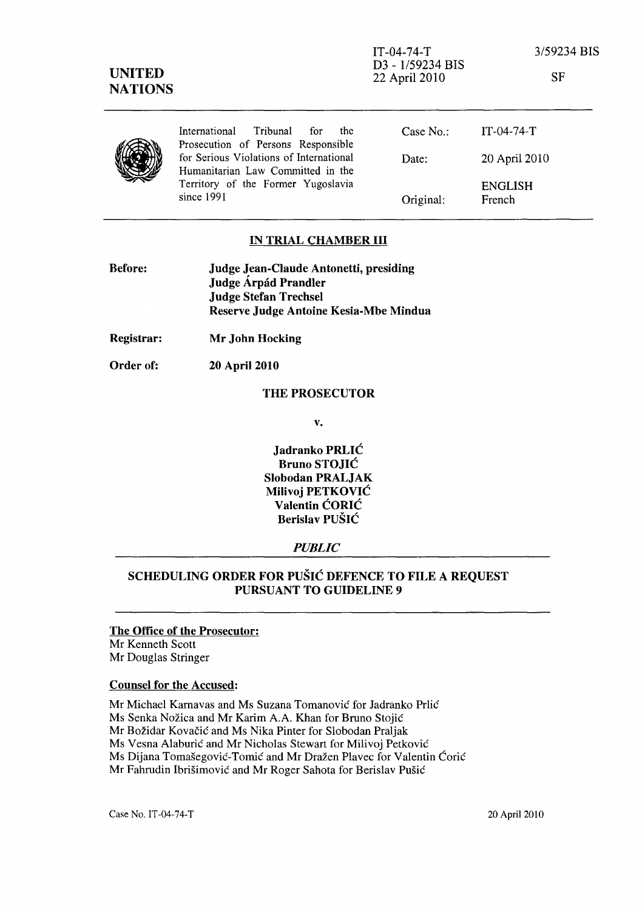**UNITED NATIONS**

IT-04-74-T
D3 - 1/59234 BIS
22 April 2010

3/59234 BIS

SF

| International Tribunal for the Prosecution of Persons Responsible for Serious Violations of International Humanitarian Law Committed in the Territory of the Former Yugoslavia since 1991 | Case No.: | IT-04-74-T |
|---|---|---|
| | Date: | 20 April 2010 |
| | | ENGLISH |
| | Original: | French |

## IN TRIAL CHAMBER III

**Before:** **Judge Jean-Claude Antonetti, presiding**
**Judge Árpád Prandler**
**Judge Stefan Trechsel**
**Reserve Judge Antoine Kesia-Mbe Mindua**

**Registrar:** **Mr John Hocking**

**Order of:** **20 April 2010**

**THE PROSECUTOR**

**v.**

**Jadranko PRLIĆ**
**Bruno STOJIĆ**
**Slobodan PRALJAK**
**Milivoj PETKOVIĆ**
**Valentin ĆORIĆ**
**Berislav PUŠIĆ**

***PUBLIC***

## SCHEDULING ORDER FOR PUŠIĆ DEFENCE TO FILE A REQUEST PURSUANT TO GUIDELINE 9

**The Office of the Prosecutor:**
Mr Kenneth Scott
Mr Douglas Stringer

**Counsel for the Accused:**

Mr Michael Karnavas and Ms Suzana Tomanović for Jadranko Prlić
Ms Senka Nožica and Mr Karim A.A. Khan for Bruno Stojić
Mr Božidar Kovačić and Ms Nika Pinter for Slobodan Praljak
Ms Vesna Alaburić and Mr Nicholas Stewart for Milivoj Petković
Ms Dijana Tomašegović-Tomić and Mr Dražen Plavec for Valentin Ćorić
Mr Fahrudin Ibrišimović and Mr Roger Sahota for Berislav Pušić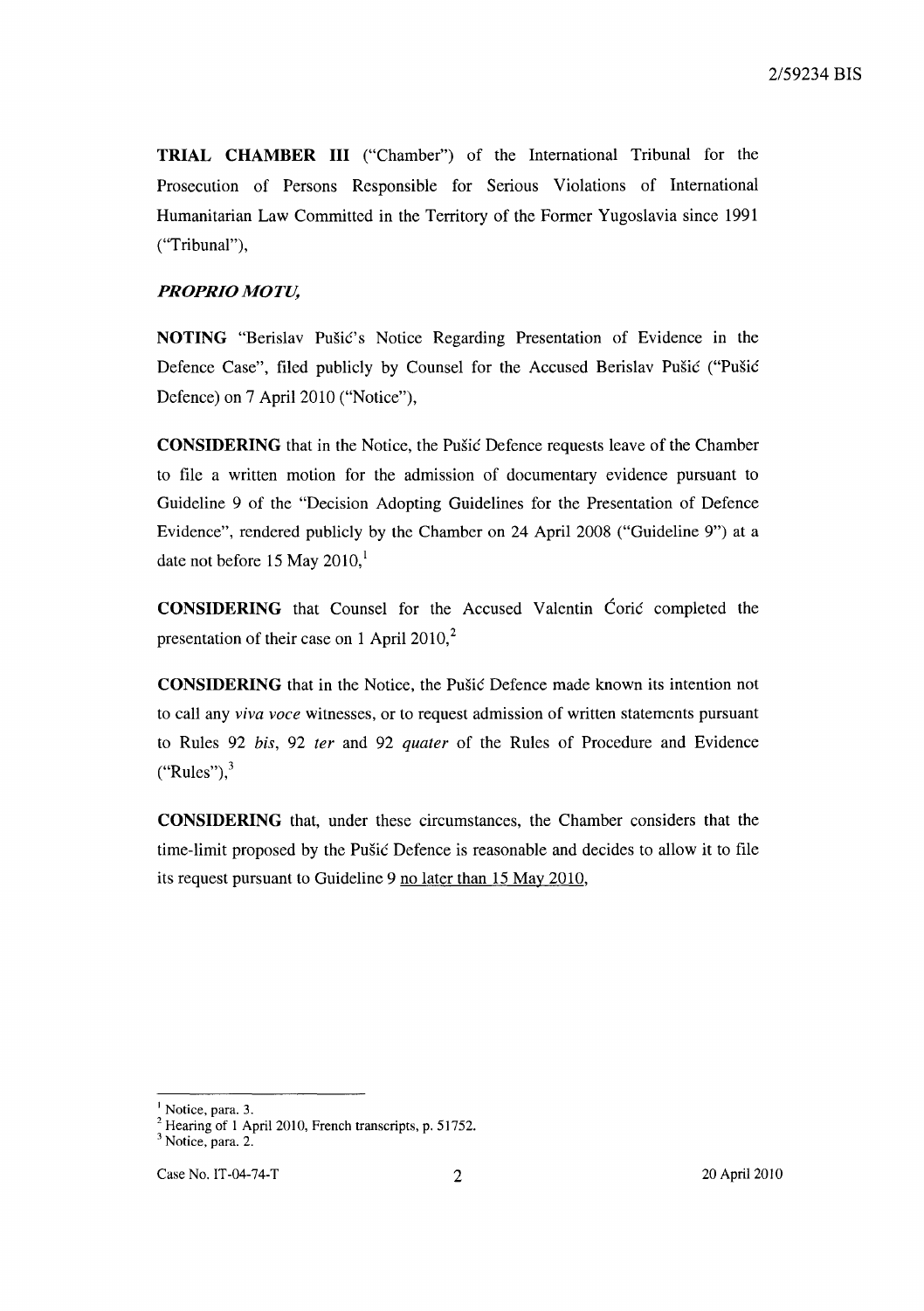**TRIAL CHAMBER III** ("Chamber") of the International Tribunal for the Prosecution of Persons Responsible for Serious Violations of International Humanitarian Law Committed in the Territory of the Former Yugoslavia since 1991 ("Tribunal"),

***PROPRIO MOTU,***

**NOTING** "Berislav Pušić's Notice Regarding Presentation of Evidence in the Defence Case", filed publicly by Counsel for the Accused Berislav Pušić ("Pušić Defence) on 7 April 2010 ("Notice"),

**CONSIDERING** that in the Notice, the Pušić Defence requests leave of the Chamber to file a written motion for the admission of documentary evidence pursuant to Guideline 9 of the "Decision Adopting Guidelines for the Presentation of Defence Evidence", rendered publicly by the Chamber on 24 April 2008 ("Guideline 9") at a date not before 15 May 2010,[1]

**CONSIDERING** that Counsel for the Accused Valentin Ćorić completed the presentation of their case on 1 April 2010,[2]

**CONSIDERING** that in the Notice, the Pušić Defence made known its intention not to call any *viva voce* witnesses, or to request admission of written statements pursuant to Rules 92 *bis*, 92 *ter* and 92 *quater* of the Rules of Procedure and Evidence ("Rules"),[3]

**CONSIDERING** that, under these circumstances, the Chamber considers that the time-limit proposed by the Pušić Defence is reasonable and decides to allow it to file its request pursuant to Guideline 9 no later than 15 May 2010,

---

[1] Notice, para. 3.

[2] Hearing of 1 April 2010, French transcripts, p. 51752.

[3] Notice, para. 2.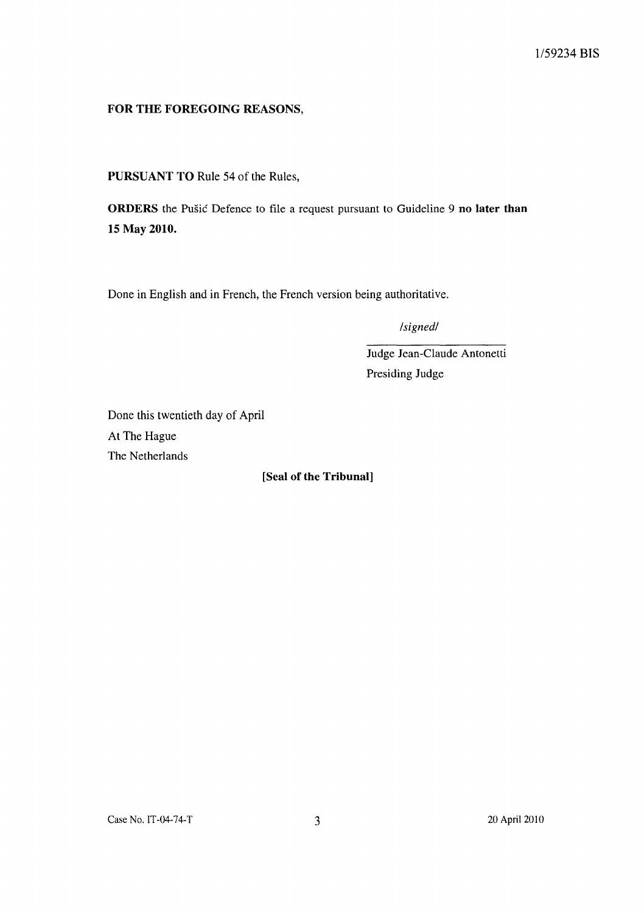**FOR THE FOREGOING REASONS,**

**PURSUANT TO** Rule 54 of the Rules,

**ORDERS** the Pušić Defence to file a request pursuant to Guideline 9 **no later than 15 May 2010.**

Done in English and in French, the French version being authoritative.

*/signed/*

Judge Jean-Claude Antonetti
Presiding Judge

Done this twentieth day of April
At The Hague
The Netherlands

**[Seal of the Tribunal]**